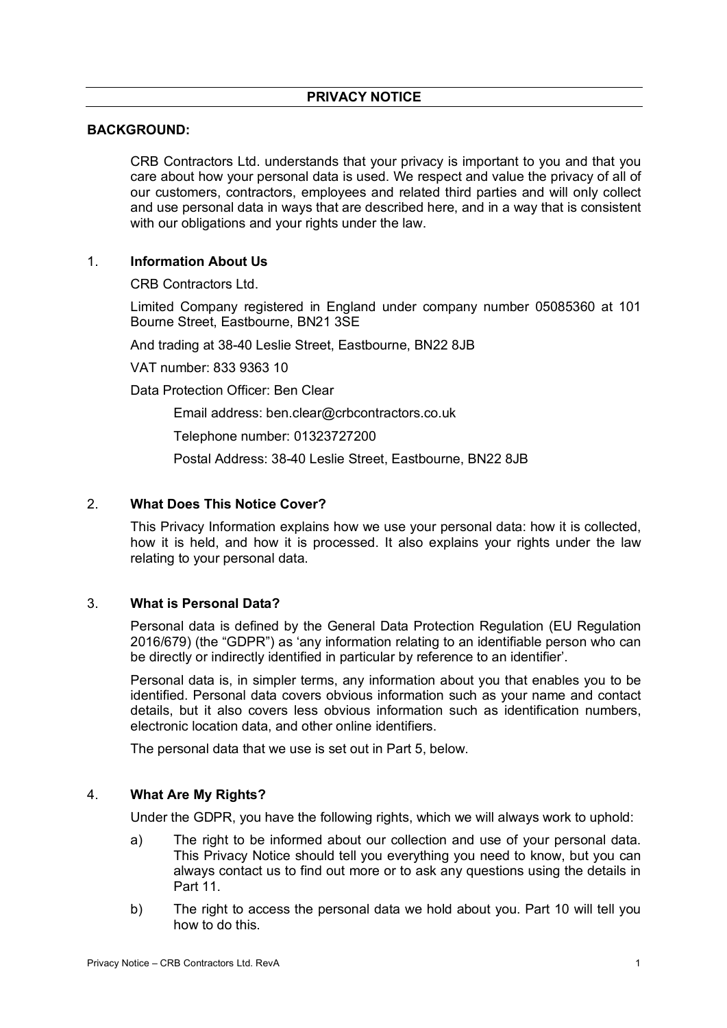# PRIVACY NOTICE

## BACKGROUND:

CRB Contractors Ltd. understands that your privacy is important to you and that you care about how your personal data is used. We respect and value the privacy of all of our customers, contractors, employees and related third parties and will only collect and use personal data in ways that are described here, and in a way that is consistent with our obligations and your rights under the law.

## 1. Information About Us

CRB Contractors Ltd.

Limited Company registered in England under company number 05085360 at 101 Bourne Street, Eastbourne, BN21 3SE

And trading at 38-40 Leslie Street, Eastbourne, BN22 8JB

VAT number: 833 9363 10

Data Protection Officer: Ben Clear

Email address: ben.clear@crbcontractors.co.uk

Telephone number: 01323727200

Postal Address: 38-40 Leslie Street, Eastbourne, BN22 8JB

## 2. What Does This Notice Cover?

This Privacy Information explains how we use your personal data: how it is collected, how it is held, and how it is processed. It also explains your rights under the law relating to your personal data.

## 3. What is Personal Data?

Personal data is defined by the General Data Protection Regulation (EU Regulation 2016/679) (the "GDPR") as 'any information relating to an identifiable person who can be directly or indirectly identified in particular by reference to an identifier'.

Personal data is, in simpler terms, any information about you that enables you to be identified. Personal data covers obvious information such as your name and contact details, but it also covers less obvious information such as identification numbers, electronic location data, and other online identifiers.

The personal data that we use is set out in Part 5, below.

## 4. What Are My Rights?

Under the GDPR, you have the following rights, which we will always work to uphold:

a) The right to be informed about our collection and use of your personal data. This Privacy Notice should tell you everything you need to know, but you can always contact us to find out more or to ask any questions using the details in Part 11.

b) The right to access the personal data we hold about you. Part 10 will tell you how to do this.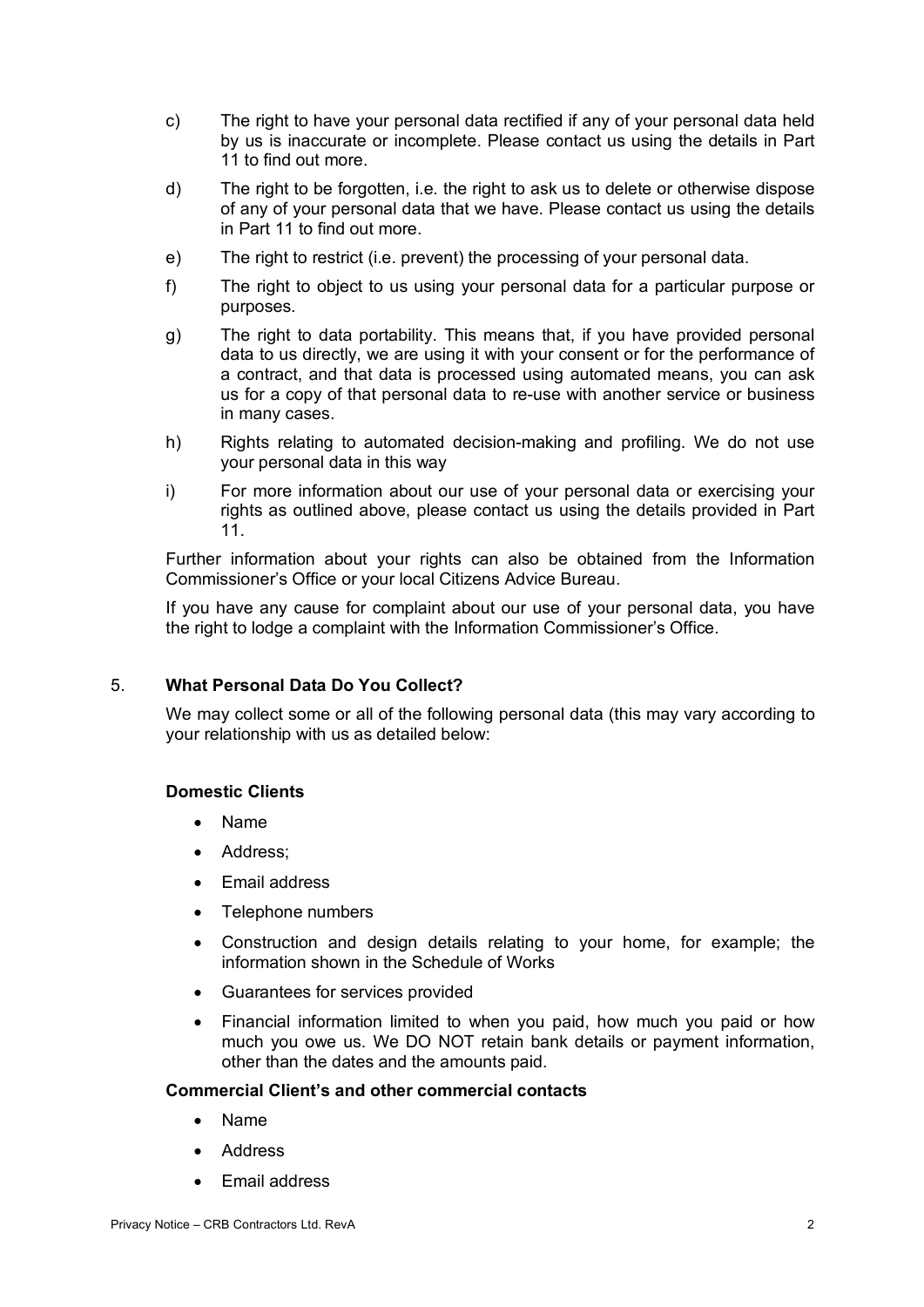c) The right to have your personal data rectified if any of your personal data held by us is inaccurate or incomplete. Please contact us using the details in Part 11 to find out more.

d) The right to be forgotten, i.e. the right to ask us to delete or otherwise dispose of any of your personal data that we have. Please contact us using the details in Part 11 to find out more.

e) The right to restrict (i.e. prevent) the processing of your personal data.

f) The right to object to us using your personal data for a particular purpose or purposes.

g) The right to data portability. This means that, if you have provided personal data to us directly, we are using it with your consent or for the performance of a contract, and that data is processed using automated means, you can ask us for a copy of that personal data to re-use with another service or business in many cases.

h) Rights relating to automated decision-making and profiling. We do not use your personal data in this way

i) For more information about our use of your personal data or exercising your rights as outlined above, please contact us using the details provided in Part 11.

Further information about your rights can also be obtained from the Information Commissioner's Office or your local Citizens Advice Bureau.

If you have any cause for complaint about our use of your personal data, you have the right to lodge a complaint with the Information Commissioner's Office.

## 5. What Personal Data Do You Collect?

We may collect some or all of the following personal data (this may vary according to your relationship with us as detailed below:

**Domestic Clients**

- Name
- Address;
- Email address
- Telephone numbers
- Construction and design details relating to your home, for example; the information shown in the Schedule of Works
- Guarantees for services provided
- Financial information limited to when you paid, how much you paid or how much you owe us. We DO NOT retain bank details or payment information, other than the dates and the amounts paid.

**Commercial Client's and other commercial contacts**

- Name
- Address
- Email address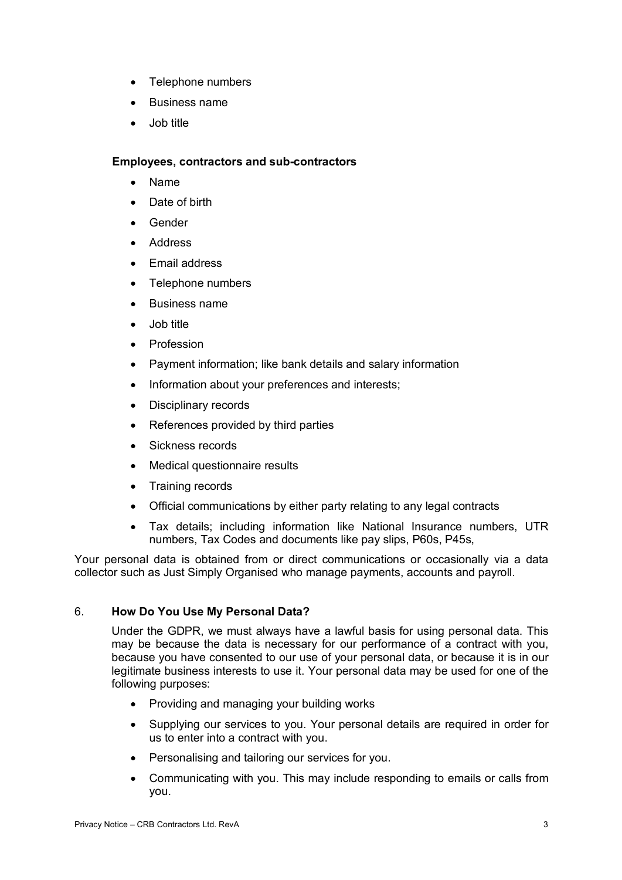- Telephone numbers
- Business name
- Job title

**Employees, contractors and sub-contractors**

- Name
- Date of birth
- Gender
- Address
- Email address
- Telephone numbers
- Business name
- Job title
- Profession
- Payment information; like bank details and salary information
- Information about your preferences and interests;
- Disciplinary records
- References provided by third parties
- Sickness records
- Medical questionnaire results
- Training records
- Official communications by either party relating to any legal contracts
- Tax details; including information like National Insurance numbers, UTR numbers, Tax Codes and documents like pay slips, P60s, P45s,

Your personal data is obtained from or direct communications or occasionally via a data collector such as Just Simply Organised who manage payments, accounts and payroll.

## 6. How Do You Use My Personal Data?

Under the GDPR, we must always have a lawful basis for using personal data. This may be because the data is necessary for our performance of a contract with you, because you have consented to our use of your personal data, or because it is in our legitimate business interests to use it. Your personal data may be used for one of the following purposes:

- Providing and managing your building works
- Supplying our services to you. Your personal details are required in order for us to enter into a contract with you.
- Personalising and tailoring our services for you.
- Communicating with you. This may include responding to emails or calls from you.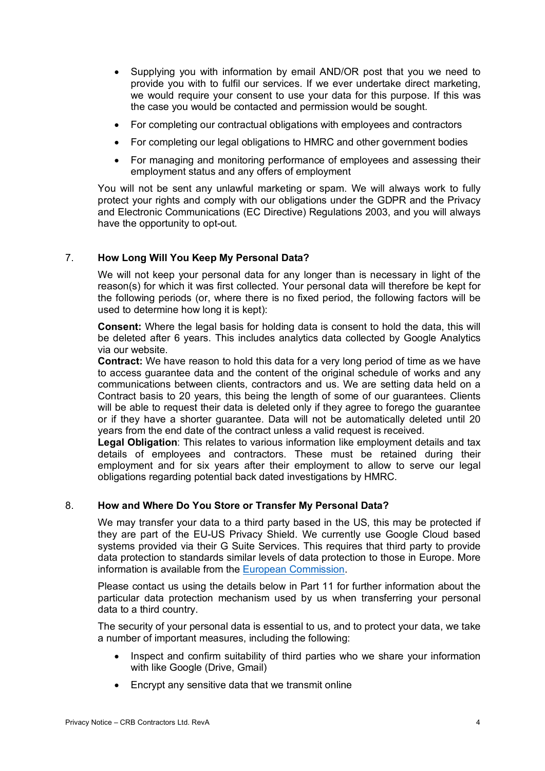- Supplying you with information by email AND/OR post that you we need to provide you with to fulfil our services. If we ever undertake direct marketing, we would require your consent to use your data for this purpose. If this was the case you would be contacted and permission would be sought.
- For completing our contractual obligations with employees and contractors
- For completing our legal obligations to HMRC and other government bodies
- For managing and monitoring performance of employees and assessing their employment status and any offers of employment

You will not be sent any unlawful marketing or spam. We will always work to fully protect your rights and comply with our obligations under the GDPR and the Privacy and Electronic Communications (EC Directive) Regulations 2003, and you will always have the opportunity to opt-out.

## 7. How Long Will You Keep My Personal Data?

We will not keep your personal data for any longer than is necessary in light of the reason(s) for which it was first collected. Your personal data will therefore be kept for the following periods (or, where there is no fixed period, the following factors will be used to determine how long it is kept):

**Consent:** Where the legal basis for holding data is consent to hold the data, this will be deleted after 6 years. This includes analytics data collected by Google Analytics via our website.
**Contract:** We have reason to hold this data for a very long period of time as we have to access guarantee data and the content of the original schedule of works and any communications between clients, contractors and us. We are setting data held on a Contract basis to 20 years, this being the length of some of our guarantees. Clients will be able to request their data is deleted only if they agree to forego the guarantee or if they have a shorter guarantee. Data will not be automatically deleted until 20 years from the end date of the contract unless a valid request is received.
**Legal Obligation**: This relates to various information like employment details and tax details of employees and contractors. These must be retained during their employment and for six years after their employment to allow to serve our legal obligations regarding potential back dated investigations by HMRC.

## 8. How and Where Do You Store or Transfer My Personal Data?

We may transfer your data to a third party based in the US, this may be protected if they are part of the EU-US Privacy Shield. We currently use Google Cloud based systems provided via their G Suite Services. This requires that third party to provide data protection to standards similar levels of data protection to those in Europe. More information is available from the European Commission.

Please contact us using the details below in Part 11 for further information about the particular data protection mechanism used by us when transferring your personal data to a third country.

The security of your personal data is essential to us, and to protect your data, we take a number of important measures, including the following:

- Inspect and confirm suitability of third parties who we share your information with like Google (Drive, Gmail)
- Encrypt any sensitive data that we transmit online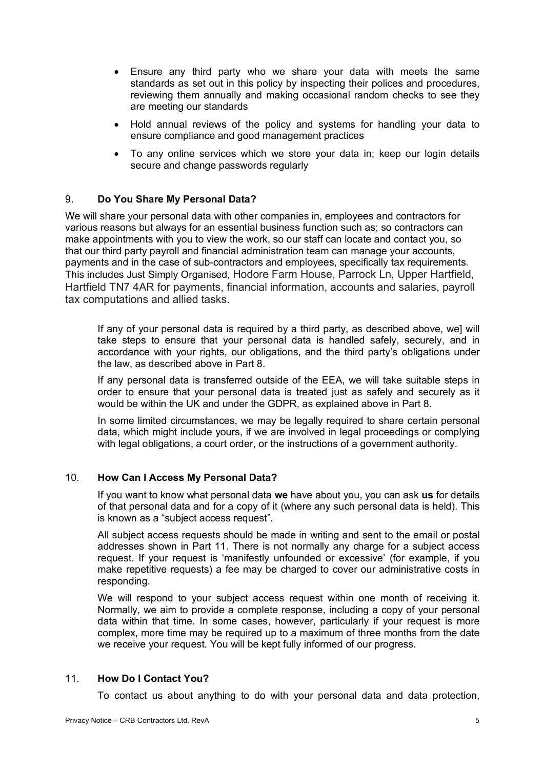- Ensure any third party who we share your data with meets the same standards as set out in this policy by inspecting their polices and procedures, reviewing them annually and making occasional random checks to see they are meeting our standards
- Hold annual reviews of the policy and systems for handling your data to ensure compliance and good management practices
- To any online services which we store your data in; keep our login details secure and change passwords regularly

## 9. **Do You Share My Personal Data?**

We will share your personal data with other companies in, employees and contractors for various reasons but always for an essential business function such as; so contractors can make appointments with you to view the work, so our staff can locate and contact you, so that our third party payroll and financial administration team can manage your accounts, payments and in the case of sub-contractors and employees, specifically tax requirements. This includes Just Simply Organised, Hodore Farm House, Parrock Ln, Upper Hartfield, Hartfield TN7 4AR for payments, financial information, accounts and salaries, payroll tax computations and allied tasks.

If any of your personal data is required by a third party, as described above, we] will take steps to ensure that your personal data is handled safely, securely, and in accordance with your rights, our obligations, and the third party's obligations under the law, as described above in Part 8.

If any personal data is transferred outside of the EEA, we will take suitable steps in order to ensure that your personal data is treated just as safely and securely as it would be within the UK and under the GDPR, as explained above in Part 8.

In some limited circumstances, we may be legally required to share certain personal data, which might include yours, if we are involved in legal proceedings or complying with legal obligations, a court order, or the instructions of a government authority.

## 10. **How Can I Access My Personal Data?**

If you want to know what personal data **we** have about you, you can ask **us** for details of that personal data and for a copy of it (where any such personal data is held). This is known as a "subject access request".

All subject access requests should be made in writing and sent to the email or postal addresses shown in Part 11. There is not normally any charge for a subject access request. If your request is 'manifestly unfounded or excessive' (for example, if you make repetitive requests) a fee may be charged to cover our administrative costs in responding.

We will respond to your subject access request within one month of receiving it. Normally, we aim to provide a complete response, including a copy of your personal data within that time. In some cases, however, particularly if your request is more complex, more time may be required up to a maximum of three months from the date we receive your request. You will be kept fully informed of our progress.

## 11. **How Do I Contact You?**

To contact us about anything to do with your personal data and data protection,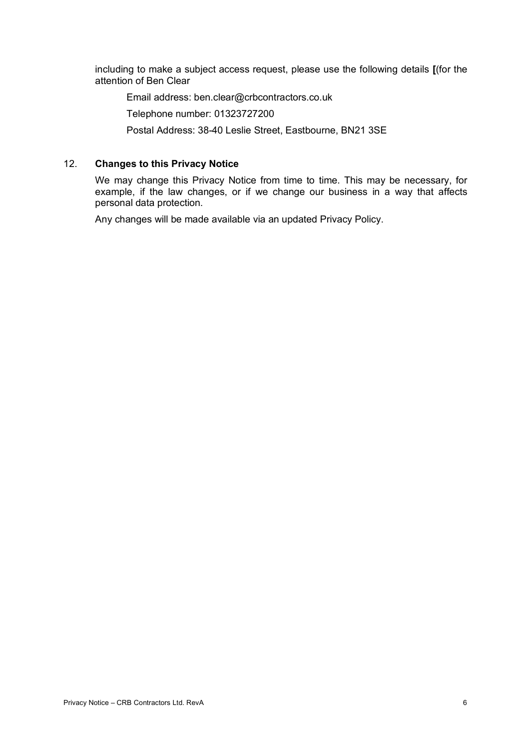including to make a subject access request, please use the following details **[**(for the attention of Ben Clear

Email address: ben.clear@crbcontractors.co.uk

Telephone number: 01323727200

Postal Address: 38-40 Leslie Street, Eastbourne, BN21 3SE

## 12. Changes to this Privacy Notice

We may change this Privacy Notice from time to time. This may be necessary, for example, if the law changes, or if we change our business in a way that affects personal data protection.

Any changes will be made available via an updated Privacy Policy.